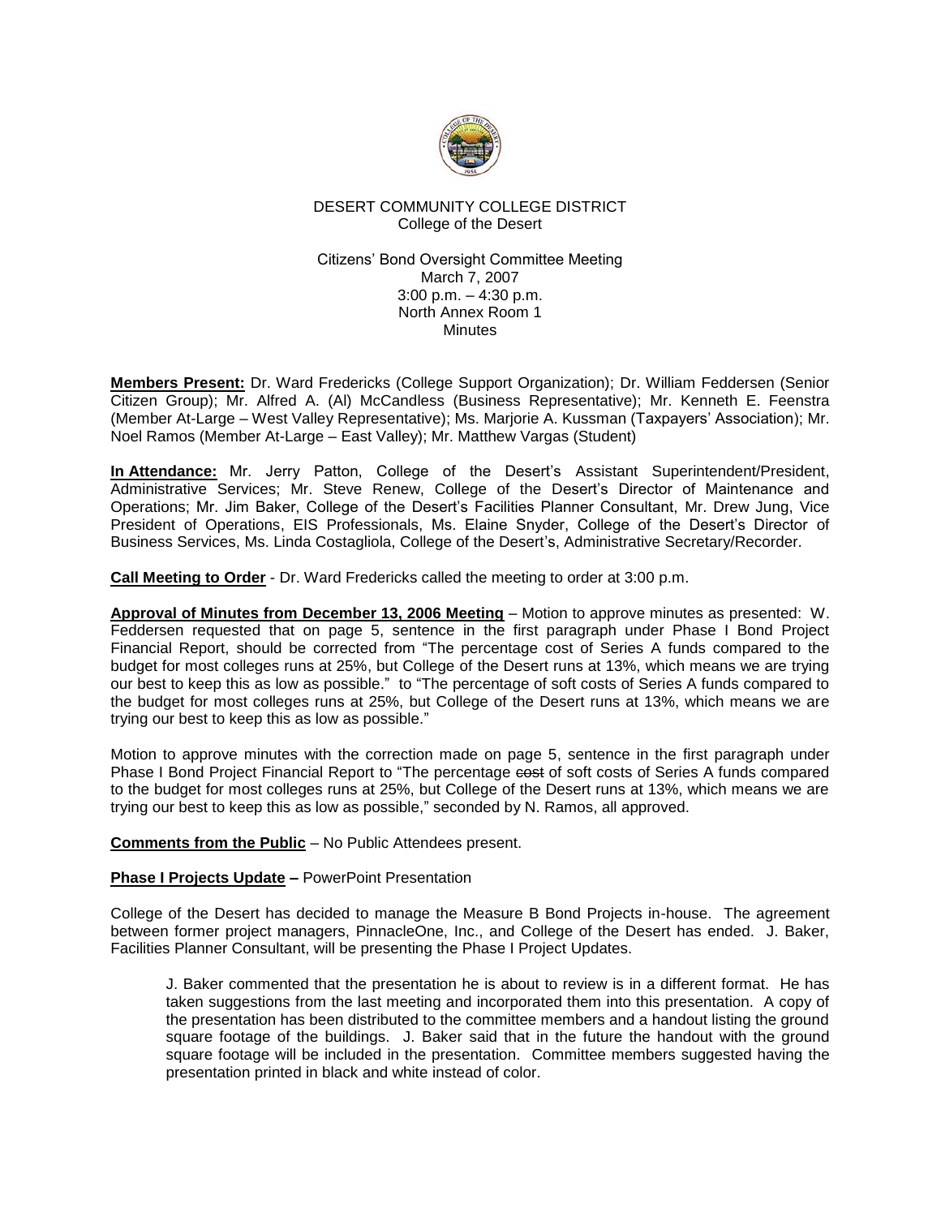DESERT COMMUNITY COLLEGE DISTRICT
College of the Desert

Citizens' Bond Oversight Committee Meeting
March 7, 2007
3:00 p.m. – 4:30 p.m.
North Annex Room 1
Minutes

**Members Present:** Dr. Ward Fredericks (College Support Organization); Dr. William Feddersen (Senior Citizen Group); Mr. Alfred A. (Al) McCandless (Business Representative); Mr. Kenneth E. Feenstra (Member At-Large – West Valley Representative); Ms. Marjorie A. Kussman (Taxpayers' Association); Mr. Noel Ramos (Member At-Large – East Valley); Mr. Matthew Vargas (Student)

**In Attendance:** Mr. Jerry Patton, College of the Desert's Assistant Superintendent/President, Administrative Services; Mr. Steve Renew, College of the Desert's Director of Maintenance and Operations; Mr. Jim Baker, College of the Desert's Facilities Planner Consultant, Mr. Drew Jung, Vice President of Operations, EIS Professionals, Ms. Elaine Snyder, College of the Desert's Director of Business Services, Ms. Linda Costagliola, College of the Desert's, Administrative Secretary/Recorder.

**Call Meeting to Order** - Dr. Ward Fredericks called the meeting to order at 3:00 p.m.

**Approval of Minutes from December 13, 2006 Meeting** – Motion to approve minutes as presented: W. Feddersen requested that on page 5, sentence in the first paragraph under Phase I Bond Project Financial Report, should be corrected from "The percentage cost of Series A funds compared to the budget for most colleges runs at 25%, but College of the Desert runs at 13%, which means we are trying our best to keep this as low as possible." to "The percentage of soft costs of Series A funds compared to the budget for most colleges runs at 25%, but College of the Desert runs at 13%, which means we are trying our best to keep this as low as possible."

Motion to approve minutes with the correction made on page 5, sentence in the first paragraph under Phase I Bond Project Financial Report to "The percentage ~~cost~~ of soft costs of Series A funds compared to the budget for most colleges runs at 25%, but College of the Desert runs at 13%, which means we are trying our best to keep this as low as possible," seconded by N. Ramos, all approved.

**Comments from the Public** – No Public Attendees present.

**Phase I Projects Update –** PowerPoint Presentation

College of the Desert has decided to manage the Measure B Bond Projects in-house. The agreement between former project managers, PinnacleOne, Inc., and College of the Desert has ended. J. Baker, Facilities Planner Consultant, will be presenting the Phase I Project Updates.

> J. Baker commented that the presentation he is about to review is in a different format. He has taken suggestions from the last meeting and incorporated them into this presentation. A copy of the presentation has been distributed to the committee members and a handout listing the ground square footage of the buildings. J. Baker said that in the future the handout with the ground square footage will be included in the presentation. Committee members suggested having the presentation printed in black and white instead of color.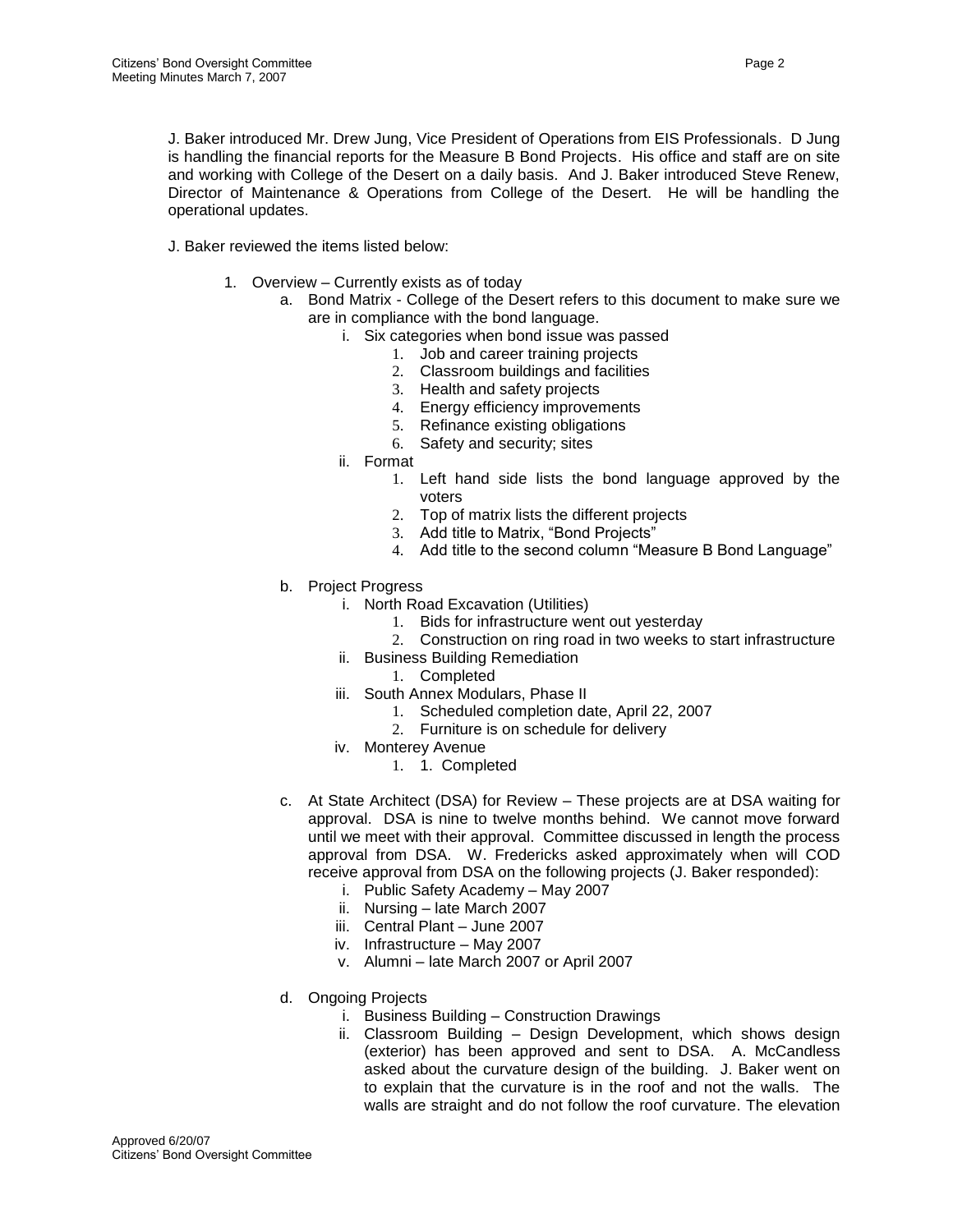J. Baker introduced Mr. Drew Jung, Vice President of Operations from EIS Professionals. D Jung is handling the financial reports for the Measure B Bond Projects. His office and staff are on site and working with College of the Desert on a daily basis. And J. Baker introduced Steve Renew, Director of Maintenance & Operations from College of the Desert. He will be handling the operational updates.

J. Baker reviewed the items listed below:

1. Overview – Currently exists as of today
   a. Bond Matrix - College of the Desert refers to this document to make sure we are in compliance with the bond language.
      i. Six categories when bond issue was passed
         1. Job and career training projects
         2. Classroom buildings and facilities
         3. Health and safety projects
         4. Energy efficiency improvements
         5. Refinance existing obligations
         6. Safety and security; sites
      ii. Format
         1. Left hand side lists the bond language approved by the voters
         2. Top of matrix lists the different projects
         3. Add title to Matrix, "Bond Projects"
         4. Add title to the second column "Measure B Bond Language"

   b. Project Progress
      i. North Road Excavation (Utilities)
         1. Bids for infrastructure went out yesterday
         2. Construction on ring road in two weeks to start infrastructure
      ii. Business Building Remediation
         1. Completed
      iii. South Annex Modulars, Phase II
         1. Scheduled completion date, April 22, 2007
         2. Furniture is on schedule for delivery
      iv. Monterey Avenue
         1. 1. Completed

   c. At State Architect (DSA) for Review – These projects are at DSA waiting for approval. DSA is nine to twelve months behind. We cannot move forward until we meet with their approval. Committee discussed in length the process approval from DSA. W. Fredericks asked approximately when will COD receive approval from DSA on the following projects (J. Baker responded):
      i. Public Safety Academy – May 2007
      ii. Nursing – late March 2007
      iii. Central Plant – June 2007
      iv. Infrastructure – May 2007
      v. Alumni – late March 2007 or April 2007

   d. Ongoing Projects
      i. Business Building – Construction Drawings
      ii. Classroom Building – Design Development, which shows design (exterior) has been approved and sent to DSA. A. McCandless asked about the curvature design of the building. J. Baker went on to explain that the curvature is in the roof and not the walls. The walls are straight and do not follow the roof curvature. The elevation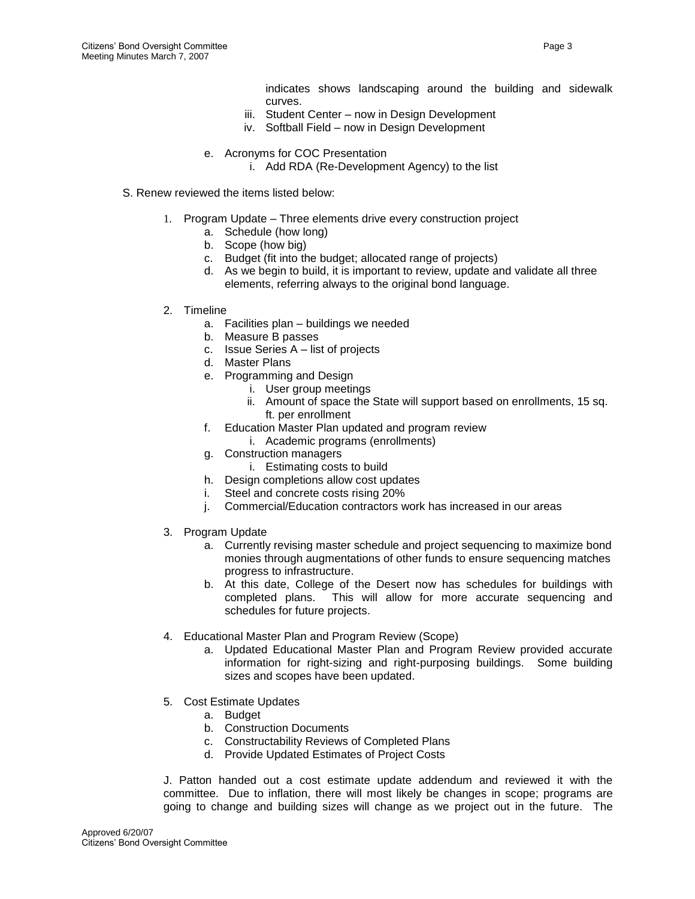indicates shows landscaping around the building and sidewalk curves.

iii. Student Center – now in Design Development
iv. Softball Field – now in Design Development

e. Acronyms for COC Presentation
   i. Add RDA (Re-Development Agency) to the list

S. Renew reviewed the items listed below:

1. Program Update – Three elements drive every construction project
   a. Schedule (how long)
   b. Scope (how big)
   c. Budget (fit into the budget; allocated range of projects)
   d. As we begin to build, it is important to review, update and validate all three elements, referring always to the original bond language.

2. Timeline
   a. Facilities plan – buildings we needed
   b. Measure B passes
   c. Issue Series A – list of projects
   d. Master Plans
   e. Programming and Design
      i. User group meetings
      ii. Amount of space the State will support based on enrollments, 15 sq. ft. per enrollment
   f. Education Master Plan updated and program review
      i. Academic programs (enrollments)
   g. Construction managers
      i. Estimating costs to build
   h. Design completions allow cost updates
   i. Steel and concrete costs rising 20%
   j. Commercial/Education contractors work has increased in our areas

3. Program Update
   a. Currently revising master schedule and project sequencing to maximize bond monies through augmentations of other funds to ensure sequencing matches progress to infrastructure.
   b. At this date, College of the Desert now has schedules for buildings with completed plans. This will allow for more accurate sequencing and schedules for future projects.

4. Educational Master Plan and Program Review (Scope)
   a. Updated Educational Master Plan and Program Review provided accurate information for right-sizing and right-purposing buildings. Some building sizes and scopes have been updated.

5. Cost Estimate Updates
   a. Budget
   b. Construction Documents
   c. Constructability Reviews of Completed Plans
   d. Provide Updated Estimates of Project Costs

J. Patton handed out a cost estimate update addendum and reviewed it with the committee. Due to inflation, there will most likely be changes in scope; programs are going to change and building sizes will change as we project out in the future. The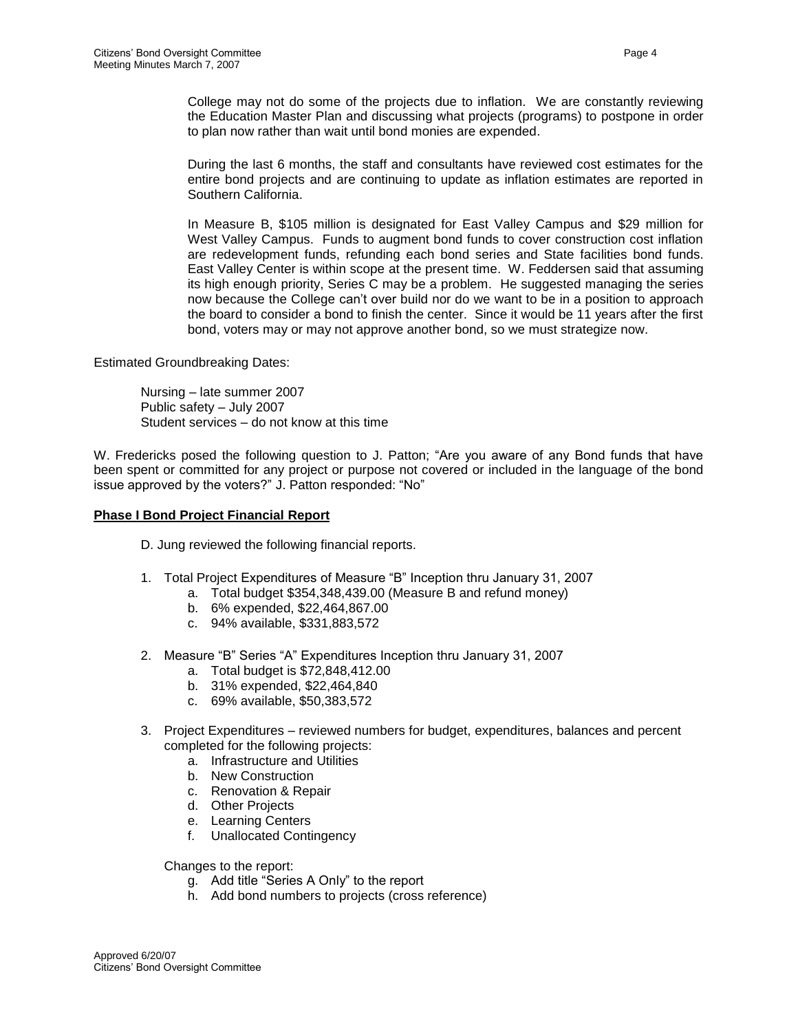College may not do some of the projects due to inflation. We are constantly reviewing the Education Master Plan and discussing what projects (programs) to postpone in order to plan now rather than wait until bond monies are expended.

During the last 6 months, the staff and consultants have reviewed cost estimates for the entire bond projects and are continuing to update as inflation estimates are reported in Southern California.

In Measure B, $105 million is designated for East Valley Campus and $29 million for West Valley Campus. Funds to augment bond funds to cover construction cost inflation are redevelopment funds, refunding each bond series and State facilities bond funds. East Valley Center is within scope at the present time. W. Feddersen said that assuming its high enough priority, Series C may be a problem. He suggested managing the series now because the College can't over build nor do we want to be in a position to approach the board to consider a bond to finish the center. Since it would be 11 years after the first bond, voters may or may not approve another bond, so we must strategize now.

Estimated Groundbreaking Dates:

Nursing – late summer 2007
Public safety – July 2007
Student services – do not know at this time

W. Fredericks posed the following question to J. Patton; "Are you aware of any Bond funds that have been spent or committed for any project or purpose not covered or included in the language of the bond issue approved by the voters?" J. Patton responded: "No"

**Phase I Bond Project Financial Report**

D. Jung reviewed the following financial reports.

1. Total Project Expenditures of Measure "B" Inception thru January 31, 2007
   a. Total budget $354,348,439.00 (Measure B and refund money)
   b. 6% expended, $22,464,867.00
   c. 94% available, $331,883,572

2. Measure "B" Series "A" Expenditures Inception thru January 31, 2007
   a. Total budget is $72,848,412.00
   b. 31% expended, $22,464,840
   c. 69% available, $50,383,572

3. Project Expenditures – reviewed numbers for budget, expenditures, balances and percent completed for the following projects:
   a. Infrastructure and Utilities
   b. New Construction
   c. Renovation & Repair
   d. Other Projects
   e. Learning Centers
   f. Unallocated Contingency

   Changes to the report:
   g. Add title "Series A Only" to the report
   h. Add bond numbers to projects (cross reference)

Approved 6/20/07
Citizens' Bond Oversight Committee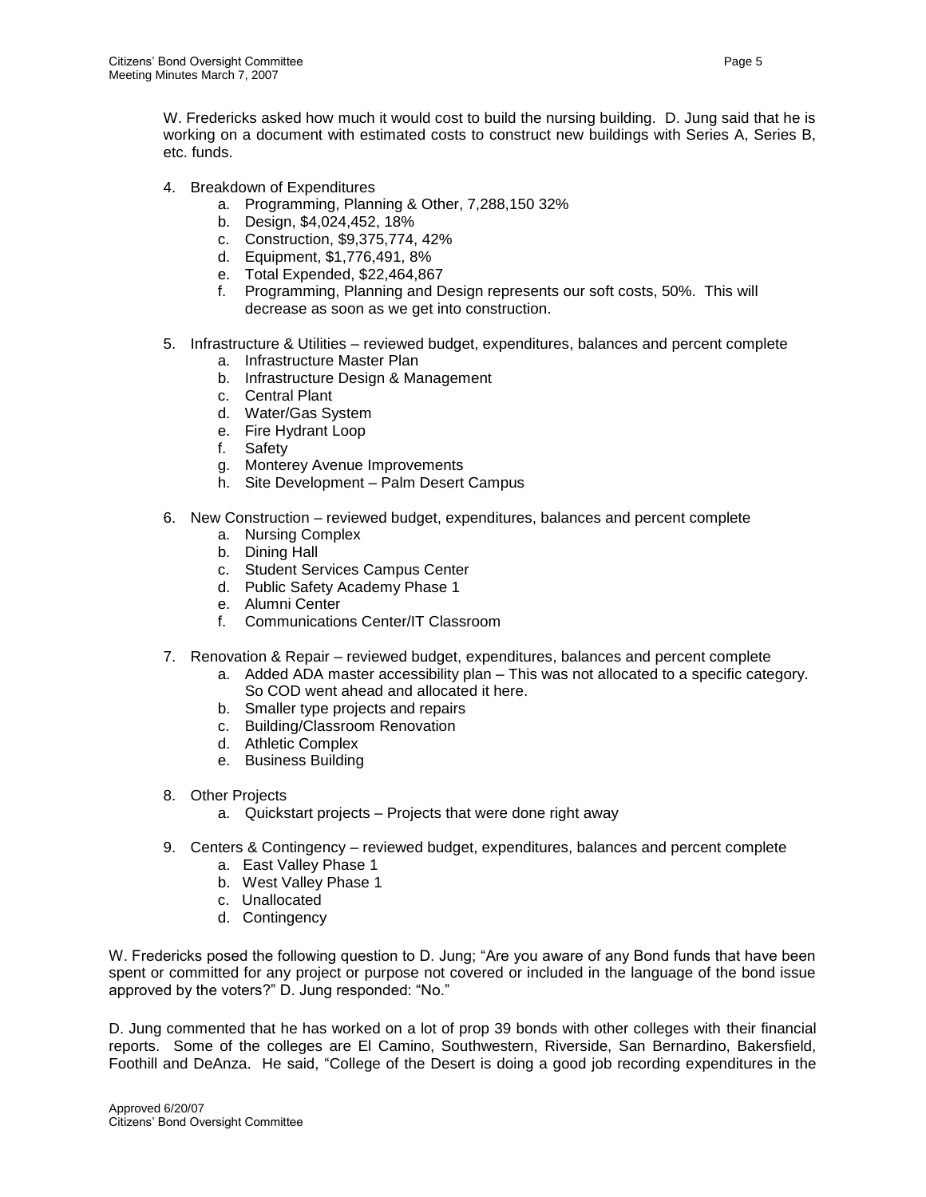W. Fredericks asked how much it would cost to build the nursing building. D. Jung said that he is working on a document with estimated costs to construct new buildings with Series A, Series B, etc. funds.

4. Breakdown of Expenditures
    a. Programming, Planning & Other, 7,288,150 32%
    b. Design, $4,024,452, 18%
    c. Construction, $9,375,774, 42%
    d. Equipment, $1,776,491, 8%
    e. Total Expended, $22,464,867
    f. Programming, Planning and Design represents our soft costs, 50%. This will decrease as soon as we get into construction.

5. Infrastructure & Utilities – reviewed budget, expenditures, balances and percent complete
    a. Infrastructure Master Plan
    b. Infrastructure Design & Management
    c. Central Plant
    d. Water/Gas System
    e. Fire Hydrant Loop
    f. Safety
    g. Monterey Avenue Improvements
    h. Site Development – Palm Desert Campus

6. New Construction – reviewed budget, expenditures, balances and percent complete
    a. Nursing Complex
    b. Dining Hall
    c. Student Services Campus Center
    d. Public Safety Academy Phase 1
    e. Alumni Center
    f. Communications Center/IT Classroom

7. Renovation & Repair – reviewed budget, expenditures, balances and percent complete
    a. Added ADA master accessibility plan – This was not allocated to a specific category. So COD went ahead and allocated it here.
    b. Smaller type projects and repairs
    c. Building/Classroom Renovation
    d. Athletic Complex
    e. Business Building

8. Other Projects
    a. Quickstart projects – Projects that were done right away

9. Centers & Contingency – reviewed budget, expenditures, balances and percent complete
    a. East Valley Phase 1
    b. West Valley Phase 1
    c. Unallocated
    d. Contingency

W. Fredericks posed the following question to D. Jung; "Are you aware of any Bond funds that have been spent or committed for any project or purpose not covered or included in the language of the bond issue approved by the voters?" D. Jung responded: "No."

D. Jung commented that he has worked on a lot of prop 39 bonds with other colleges with their financial reports. Some of the colleges are El Camino, Southwestern, Riverside, San Bernardino, Bakersfield, Foothill and DeAnza. He said, "College of the Desert is doing a good job recording expenditures in the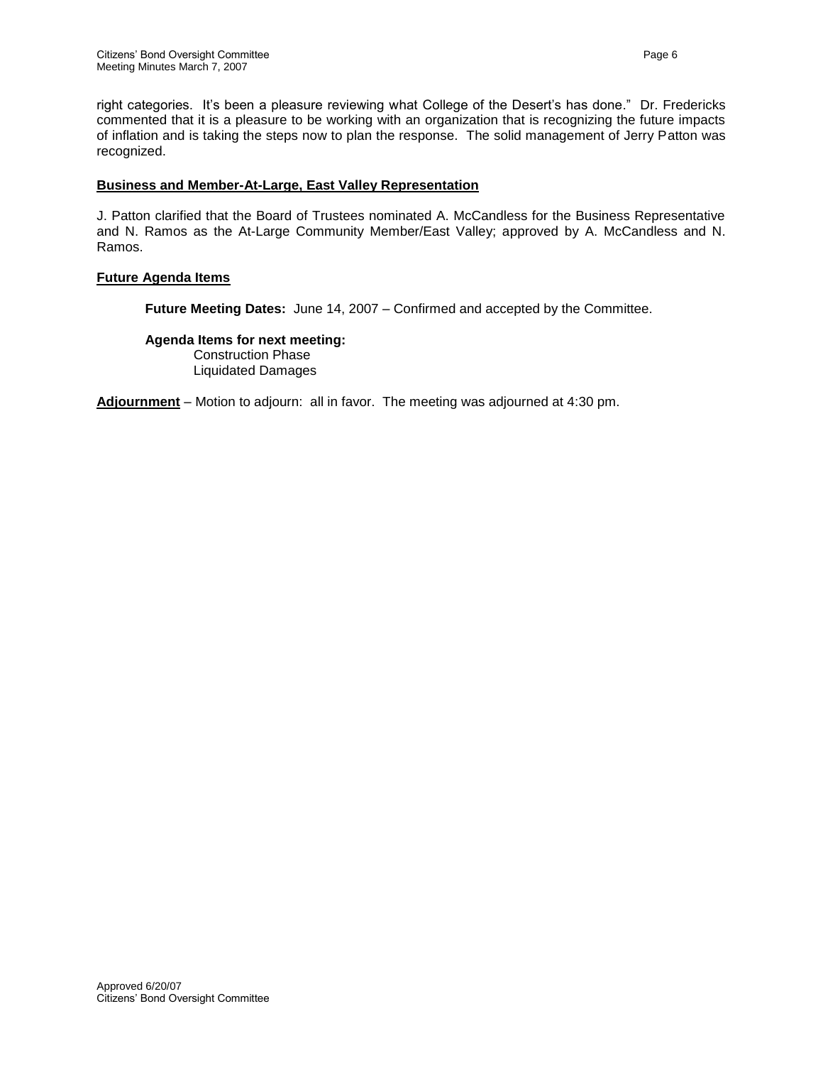right categories. It's been a pleasure reviewing what College of the Desert's has done." Dr. Fredericks commented that it is a pleasure to be working with an organization that is recognizing the future impacts of inflation and is taking the steps now to plan the response. The solid management of Jerry Patton was recognized.

**Business and Member-At-Large, East Valley Representation**

J. Patton clarified that the Board of Trustees nominated A. McCandless for the Business Representative and N. Ramos as the At-Large Community Member/East Valley; approved by A. McCandless and N. Ramos.

**Future Agenda Items**

**Future Meeting Dates:** June 14, 2007 – Confirmed and accepted by the Committee.

**Agenda Items for next meeting:**
Construction Phase
Liquidated Damages

**Adjournment** – Motion to adjourn: all in favor. The meeting was adjourned at 4:30 pm.

Approved 6/20/07
Citizens' Bond Oversight Committee